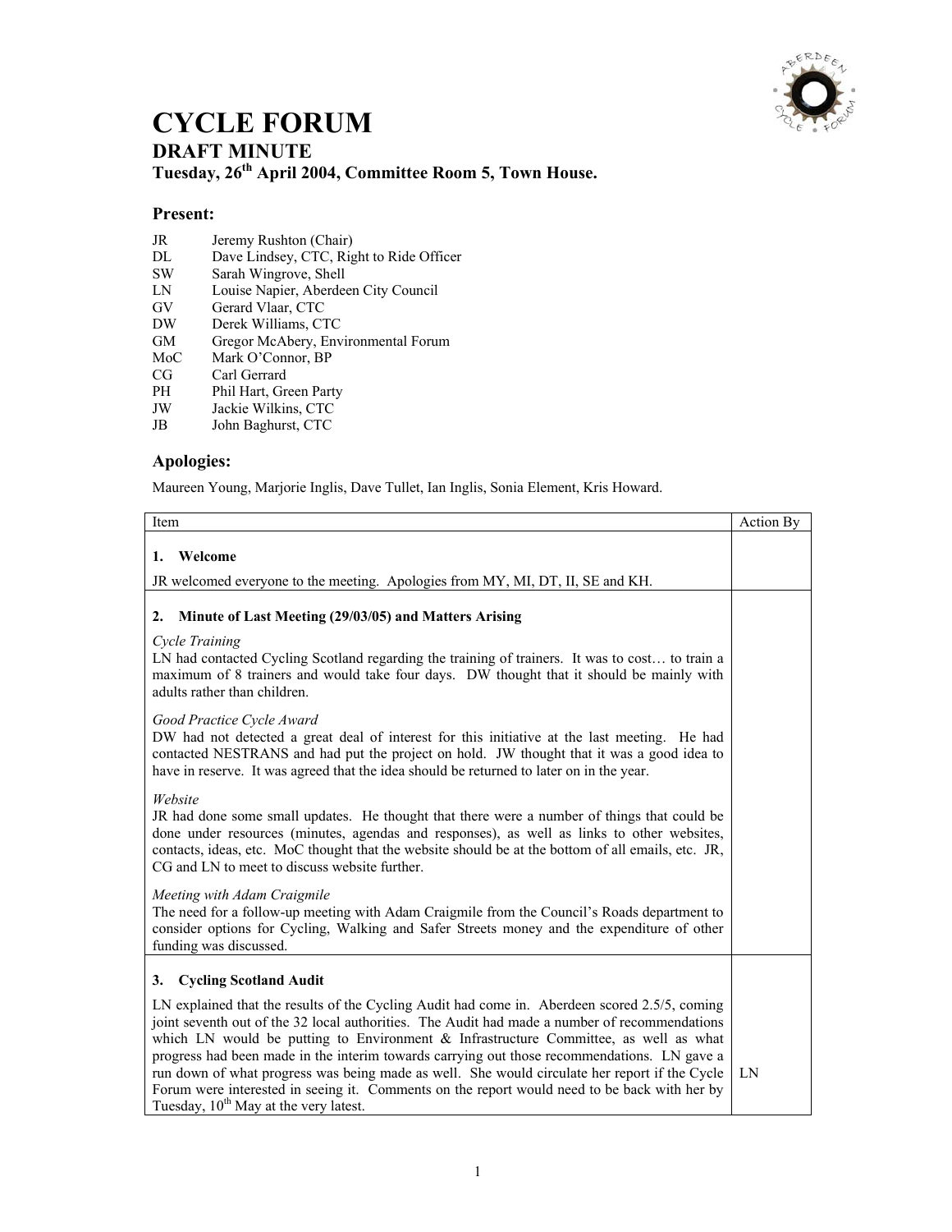# CYCLE FORUM

## DRAFT MINUTE

### Tuesday, 26th April 2004, Committee Room 5, Town House.

## Present:

| | |
|---|---|
| JR | Jeremy Rushton (Chair) |
| DL | Dave Lindsey, CTC, Right to Ride Officer |
| SW | Sarah Wingrove, Shell |
| LN | Louise Napier, Aberdeen City Council |
| GV | Gerard Vlaar, CTC |
| DW | Derek Williams, CTC |
| GM | Gregor McAbery, Environmental Forum |
| MoC | Mark O'Connor, BP |
| CG | Carl Gerrard |
| PH | Phil Hart, Green Party |
| JW | Jackie Wilkins, CTC |
| JB | John Baghurst, CTC |

## Apologies:

Maureen Young, Marjorie Inglis, Dave Tullet, Ian Inglis, Sonia Element, Kris Howard.

| Item | Action By |
|---|---|
| **1. Welcome**<br><br>JR welcomed everyone to the meeting. Apologies from MY, MI, DT, II, SE and KH. | |
| **2. Minute of Last Meeting (29/03/05) and Matters Arising**<br><br>*Cycle Training*<br>LN had contacted Cycling Scotland regarding the training of trainers. It was to cost… to train a maximum of 8 trainers and would take four days. DW thought that it should be mainly with adults rather than children.<br><br>*Good Practice Cycle Award*<br>DW had not detected a great deal of interest for this initiative at the last meeting. He had contacted NESTRANS and had put the project on hold. JW thought that it was a good idea to have in reserve. It was agreed that the idea should be returned to later on in the year.<br><br>*Website*<br>JR had done some small updates. He thought that there were a number of things that could be done under resources (minutes, agendas and responses), as well as links to other websites, contacts, ideas, etc. MoC thought that the website should be at the bottom of all emails, etc. JR, CG and LN to meet to discuss website further.<br><br>*Meeting with Adam Craigmile*<br>The need for a follow-up meeting with Adam Craigmile from the Council's Roads department to consider options for Cycling, Walking and Safer Streets money and the expenditure of other funding was discussed. | |
| **3. Cycling Scotland Audit**<br><br>LN explained that the results of the Cycling Audit had come in. Aberdeen scored 2.5/5, coming joint seventh out of the 32 local authorities. The Audit had made a number of recommendations which LN would be putting to Environment & Infrastructure Committee, as well as what progress had been made in the interim towards carrying out those recommendations. LN gave a run down of what progress was being made as well. She would circulate her report if the Cycle Forum were interested in seeing it. Comments on the report would need to be back with her by Tuesday, 10th May at the very latest. | LN |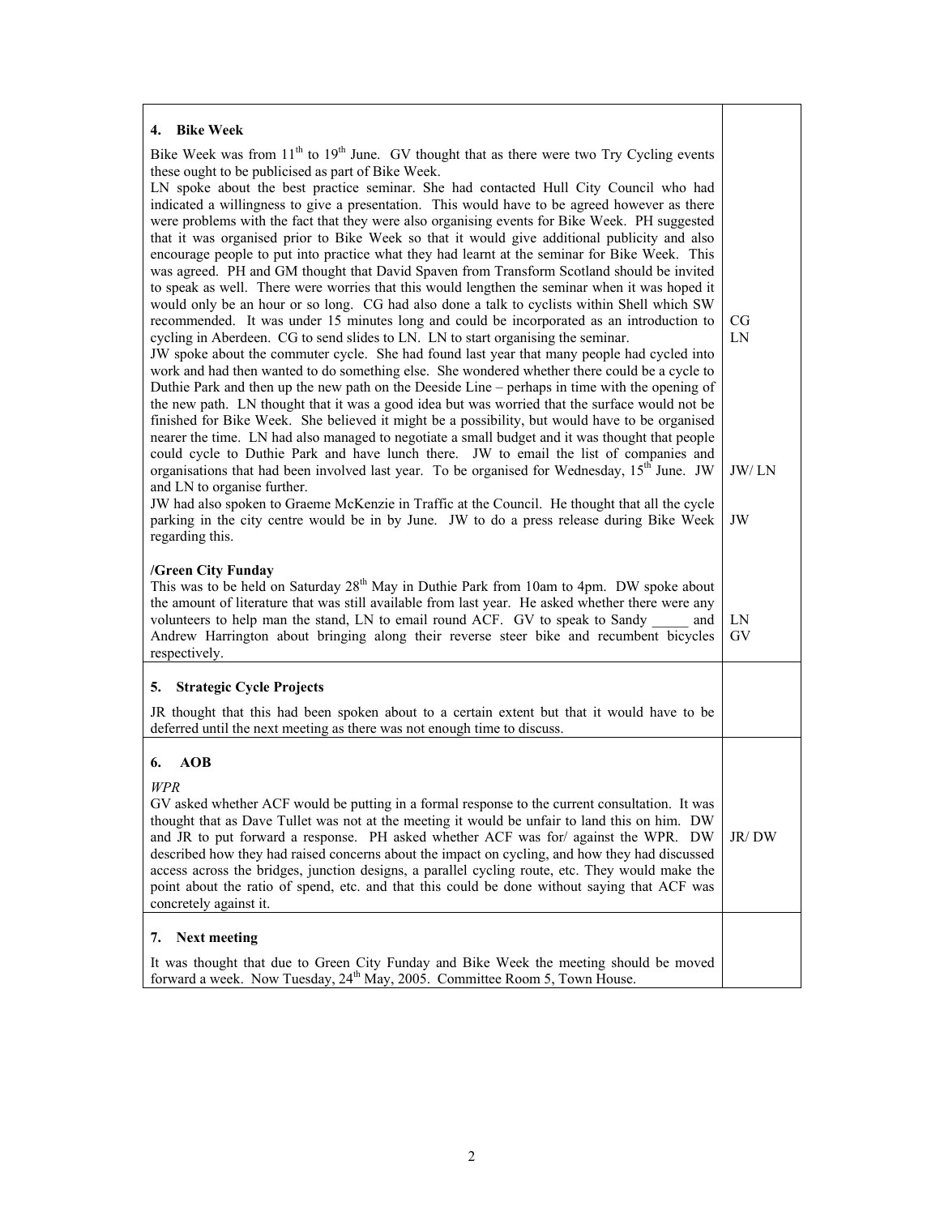| | |
|---|---|
| **4. Bike Week**<br><br>Bike Week was from 11th to 19th June. GV thought that as there were two Try Cycling events these ought to be publicised as part of Bike Week.<br>LN spoke about the best practice seminar. She had contacted Hull City Council who had indicated a willingness to give a presentation. This would have to be agreed however as there were problems with the fact that they were also organising events for Bike Week. PH suggested that it was organised prior to Bike Week so that it would give additional publicity and also encourage people to put into practice what they had learnt at the seminar for Bike Week. This was agreed. PH and GM thought that David Spaven from Transform Scotland should be invited to speak as well. There were worries that this would lengthen the seminar when it was hoped it would only be an hour or so long. CG had also done a talk to cyclists within Shell which SW recommended. It was under 15 minutes long and could be incorporated as an introduction to cycling in Aberdeen. CG to send slides to LN. LN to start organising the seminar.<br>JW spoke about the commuter cycle. She had found last year that many people had cycled into work and had then wanted to do something else. She wondered whether there could be a cycle to Duthie Park and then up the new path on the Deeside Line – perhaps in time with the opening of the new path. LN thought that it was a good idea but was worried that the surface would not be finished for Bike Week. She believed it might be a possibility, but would have to be organised nearer the time. LN had also managed to negotiate a small budget and it was thought that people could cycle to Duthie Park and have lunch there. JW to email the list of companies and organisations that had been involved last year. To be organised for Wednesday, 15th June. JW and LN to organise further.<br>JW had also spoken to Graeme McKenzie in Traffic at the Council. He thought that all the cycle parking in the city centre would be in by June. JW to do a press release during Bike Week regarding this.<br><br>***/Green City Funday***<br>This was to be held on Saturday 28th May in Duthie Park from 10am to 4pm. DW spoke about the amount of literature that was still available from last year. He asked whether there were any volunteers to help man the stand, LN to email round ACF. GV to speak to Sandy _____ and Andrew Harrington about bringing along their reverse steer bike and recumbent bicycles respectively. | CG<br>LN<br><br>JW/ LN<br><br>JW<br><br>LN<br>GV |
| **5. Strategic Cycle Projects**<br><br>JR thought that this had been spoken about to a certain extent but that it would have to be deferred until the next meeting as there was not enough time to discuss. | |
| **6. AOB**<br><br>*WPR*<br>GV asked whether ACF would be putting in a formal response to the current consultation. It was thought that as Dave Tullet was not at the meeting it would be unfair to land this on him. DW and JR to put forward a response. PH asked whether ACF was for/ against the WPR. DW described how they had raised concerns about the impact on cycling, and how they had discussed access across the bridges, junction designs, a parallel cycling route, etc. They would make the point about the ratio of spend, etc. and that this could be done without saying that ACF was concretely against it. | JR/ DW |
| **7. Next meeting**<br><br>It was thought that due to Green City Funday and Bike Week the meeting should be moved forward a week. Now Tuesday, 24th May, 2005. Committee Room 5, Town House. | |